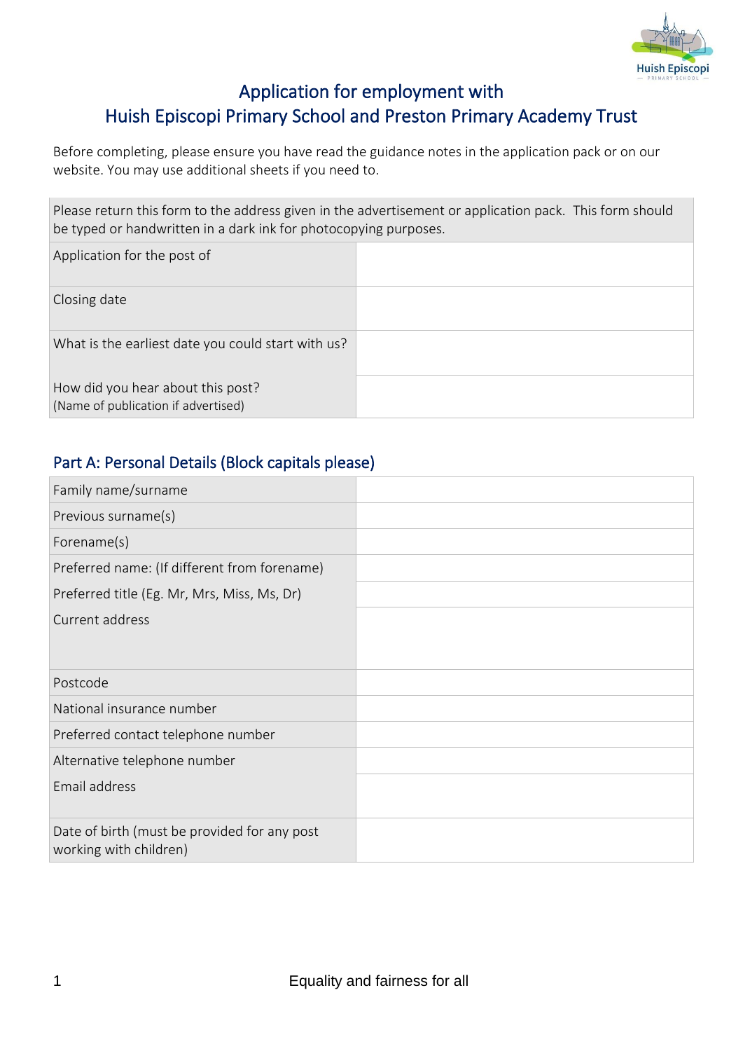# Application for employment with Huish Episcopi Primary School and Preston Primary Academy Trust

Before completing, please ensure you have read the guidance notes in the application pack or on our website. You may use additional sheets if you need to.

| Please return this form to the address given in the advertisement or application pack. This form should be typed or handwritten in a dark ink for photocopying purposes. | |
|---|---|
| Application for the post of | |
| Closing date | |
| What is the earliest date you could start with us? | |
| How did you hear about this post? (Name of publication if advertised) | |

## Part A: Personal Details (Block capitals please)

| Field | |
|---|---|
| Family name/surname | |
| Previous surname(s) | |
| Forename(s) | |
| Preferred name: (If different from forename) | |
| Preferred title (Eg. Mr, Mrs, Miss, Ms, Dr) | |
| Current address | |
| Postcode | |
| National insurance number | |
| Preferred contact telephone number | |
| Alternative telephone number | |
| Email address | |
| Date of birth (must be provided for any post working with children) | |

Equality and fairness for all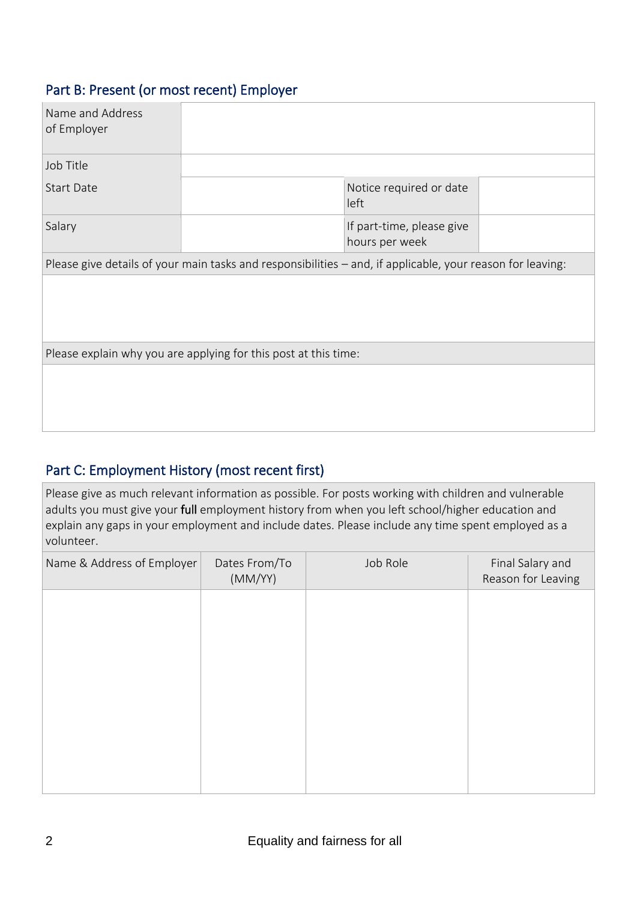## Part B: Present (or most recent) Employer

| Name and Address of Employer | | | |
|---|---|---|---|
| Job Title | | | |
| Start Date | | Notice required or date left | |
| Salary | | If part-time, please give hours per week | |

Please give details of your main tasks and responsibilities – and, if applicable, your reason for leaving:

Please explain why you are applying for this post at this time:

## Part C: Employment History (most recent first)

Please give as much relevant information as possible. For posts working with children and vulnerable adults you must give your **full** employment history from when you left school/higher education and explain any gaps in your employment and include dates. Please include any time spent employed as a volunteer.

| Name & Address of Employer | Dates From/To (MM/YY) | Job Role | Final Salary and Reason for Leaving |
|---|---|---|---|
| | | | |

Equality and fairness for all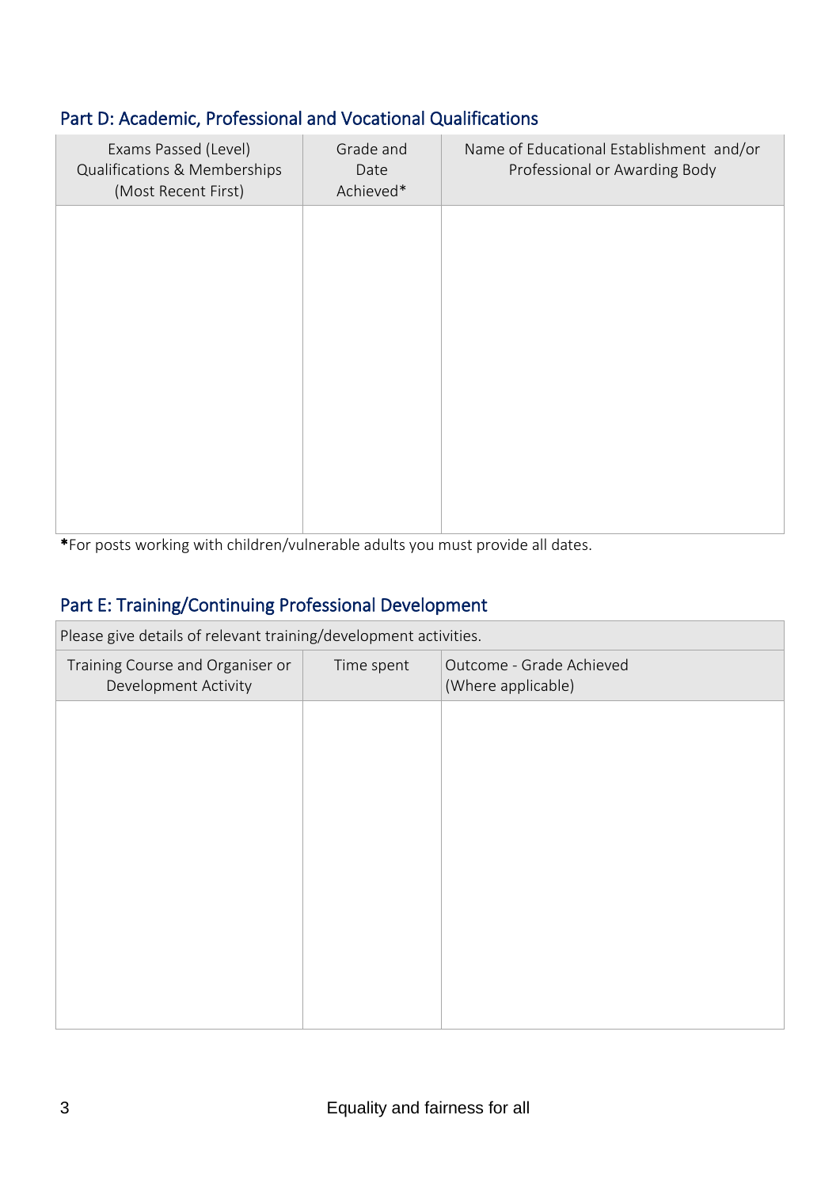## Part D: Academic, Professional and Vocational Qualifications

| Exams Passed (Level) Qualifications & Memberships (Most Recent First) | Grade and Date Achieved* | Name of Educational Establishment and/or Professional or Awarding Body |
|---|---|---|
| | | |

**\***For posts working with children/vulnerable adults you must provide all dates.

## Part E: Training/Continuing Professional Development

| Please give details of relevant training/development activities. | | |
|---|---|---|
| Training Course and Organiser or Development Activity | Time spent | Outcome - Grade Achieved (Where applicable) |
| | | |

Equality and fairness for all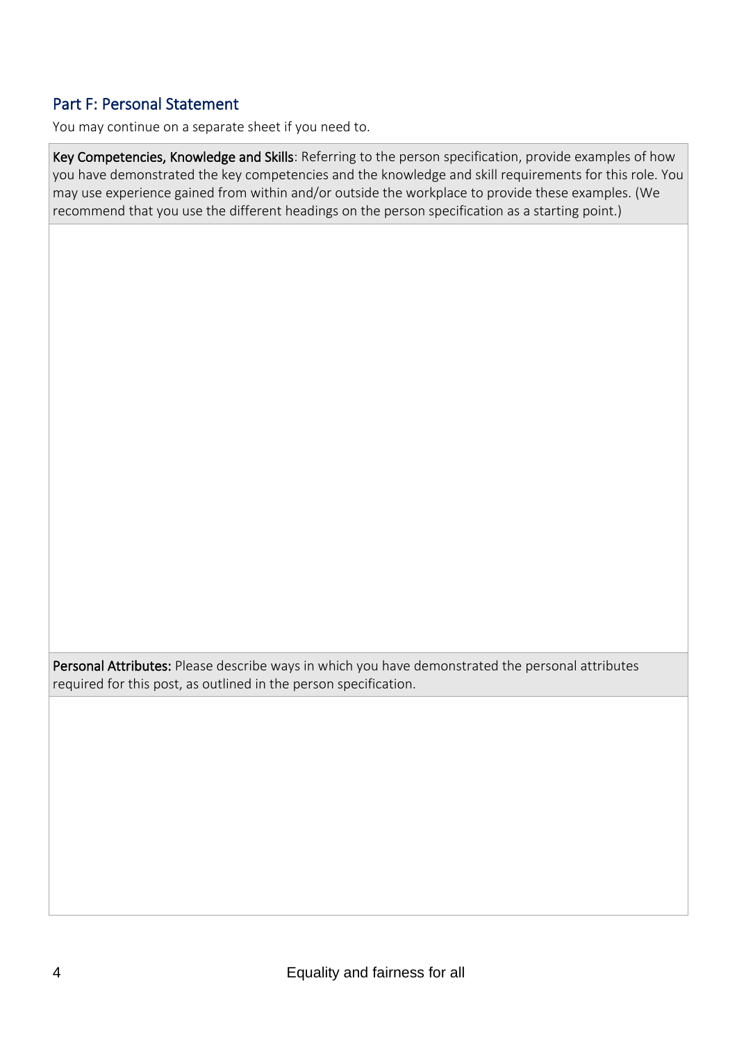## Part F: Personal Statement

You may continue on a separate sheet if you need to.

| **Key Competencies, Knowledge and Skills**: Referring to the person specification, provide examples of how you have demonstrated the key competencies and the knowledge and skill requirements for this role. You may use experience gained from within and/or outside the workplace to provide these examples. (We recommend that you use the different headings on the person specification as a starting point.) |
| --- |
| |

| **Personal Attributes:** Please describe ways in which you have demonstrated the personal attributes required for this post, as outlined in the person specification. |
| --- |
| |

Equality and fairness for all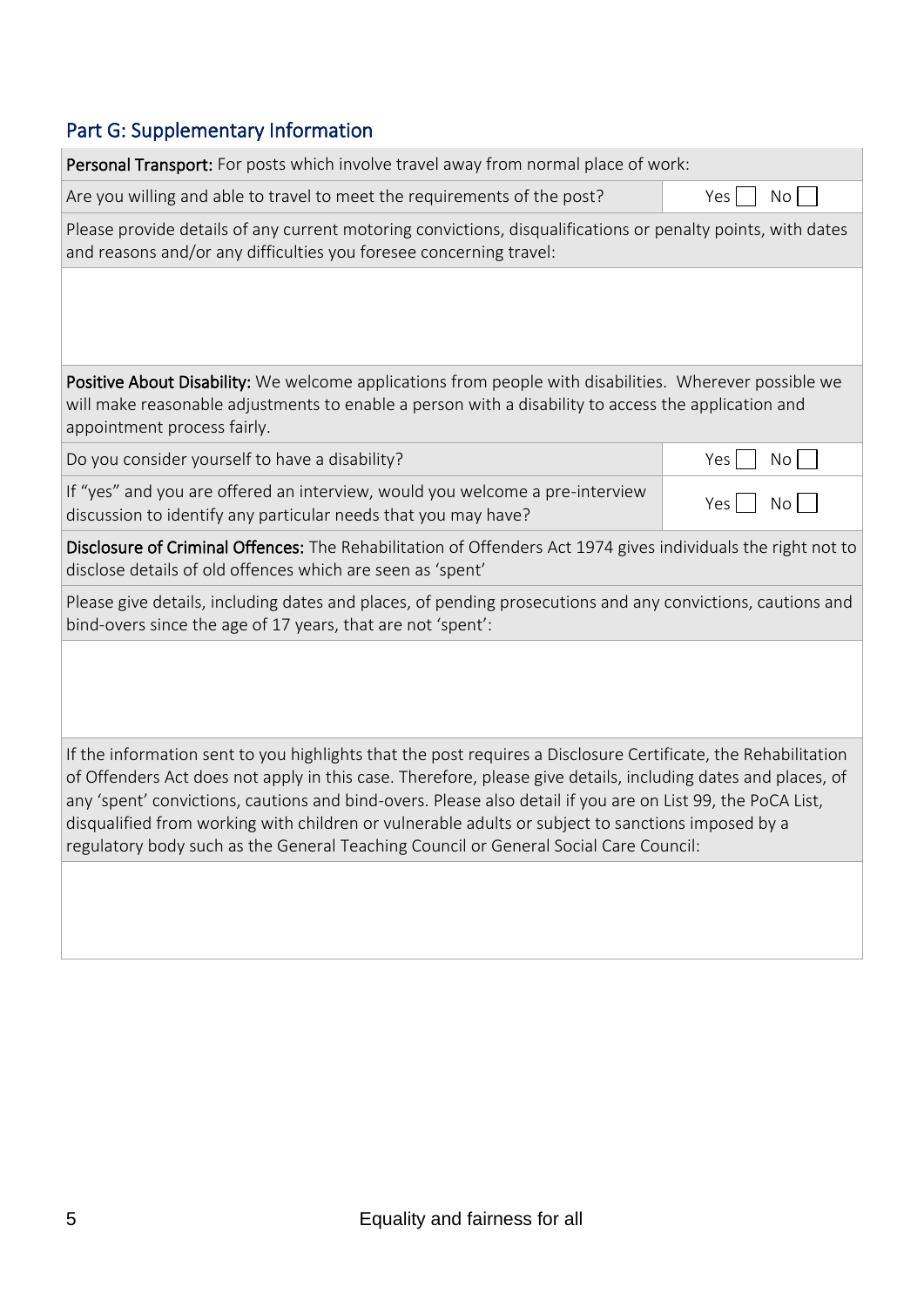## Part G: Supplementary Information

| **Personal Transport:** For posts which involve travel away from normal place of work: | |
|---|---|
| Are you willing and able to travel to meet the requirements of the post? | Yes ☐ No ☐ |
| Please provide details of any current motoring convictions, disqualifications or penalty points, with dates and reasons and/or any difficulties you foresee concerning travel: | |
| | |
| **Positive About Disability:** We welcome applications from people with disabilities. Wherever possible we will make reasonable adjustments to enable a person with a disability to access the application and appointment process fairly. | |
| Do you consider yourself to have a disability? | Yes ☐ No ☐ |
| If "yes" and you are offered an interview, would you welcome a pre-interview discussion to identify any particular needs that you may have? | Yes ☐ No ☐ |
| **Disclosure of Criminal Offences:** The Rehabilitation of Offenders Act 1974 gives individuals the right not to disclose details of old offences which are seen as 'spent' | |
| Please give details, including dates and places, of pending prosecutions and any convictions, cautions and bind-overs since the age of 17 years, that are not 'spent': | |
| | |
| If the information sent to you highlights that the post requires a Disclosure Certificate, the Rehabilitation of Offenders Act does not apply in this case. Therefore, please give details, including dates and places, of any 'spent' convictions, cautions and bind-overs. Please also detail if you are on List 99, the PoCA List, disqualified from working with children or vulnerable adults or subject to sanctions imposed by a regulatory body such as the General Teaching Council or General Social Care Council: | |
| | |

Equality and fairness for all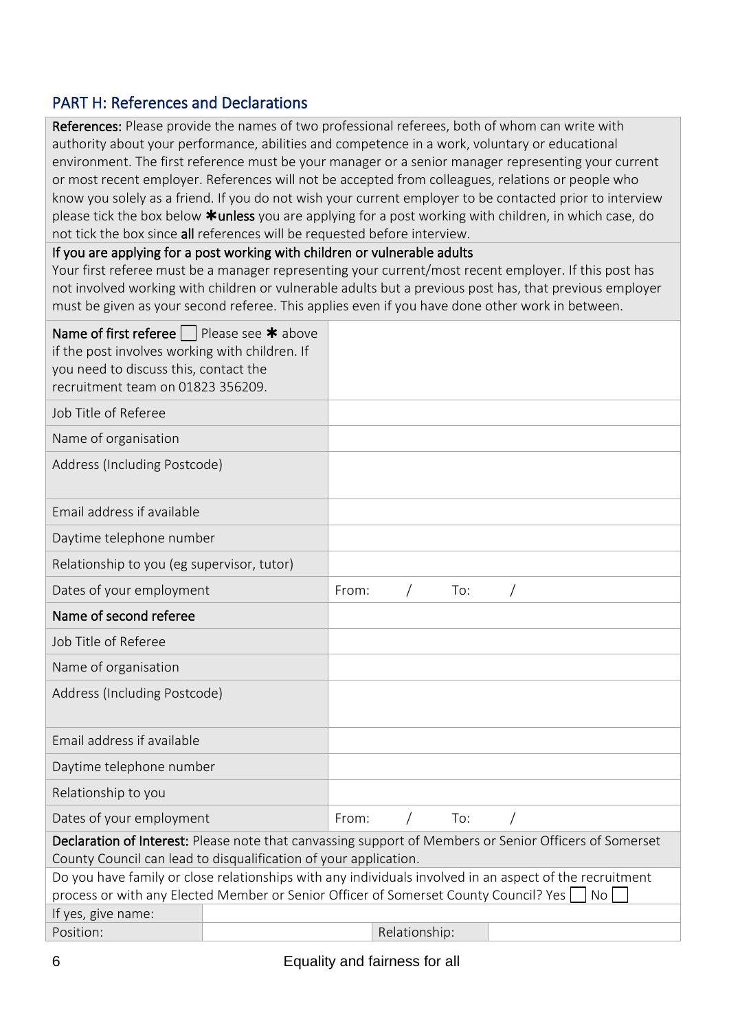## PART H: References and Declarations

**References:** Please provide the names of two professional referees, both of whom can write with authority about your performance, abilities and competence in a work, voluntary or educational environment. The first reference must be your manager or a senior manager representing your current or most recent employer. References will not be accepted from colleagues, relations or people who know you solely as a friend. If you do not wish your current employer to be contacted prior to interview please tick the box below ✱**unless** you are applying for a post working with children, in which case, do not tick the box since **all** references will be requested before interview.

**If you are applying for a post working with children or vulnerable adults**
Your first referee must be a manager representing your current/most recent employer. If this post has not involved working with children or vulnerable adults but a previous post has, that previous employer must be given as your second referee. This applies even if you have done other work in between.

| | |
|---|---|
| **Name of first referee** ☐ Please see ✱ above if the post involves working with children. If you need to discuss this, contact the recruitment team on 01823 356209. | |
| Job Title of Referee | |
| Name of organisation | |
| Address (Including Postcode) | |
| Email address if available | |
| Daytime telephone number | |
| Relationship to you (eg supervisor, tutor) | |
| Dates of your employment | From: / To: / |
| **Name of second referee** | |
| Job Title of Referee | |
| Name of organisation | |
| Address (Including Postcode) | |
| Email address if available | |
| Daytime telephone number | |
| Relationship to you | |
| Dates of your employment | From: / To: / |

**Declaration of Interest:** Please note that canvassing support of Members or Senior Officers of Somerset County Council can lead to disqualification of your application.

Do you have family or close relationships with any individuals involved in an aspect of the recruitment process or with any Elected Member or Senior Officer of Somerset County Council? Yes ☐ No ☐

| | | | |
|---|---|---|---|
| If yes, give name: | | | |
| Position: | | Relationship: | |

Equality and fairness for all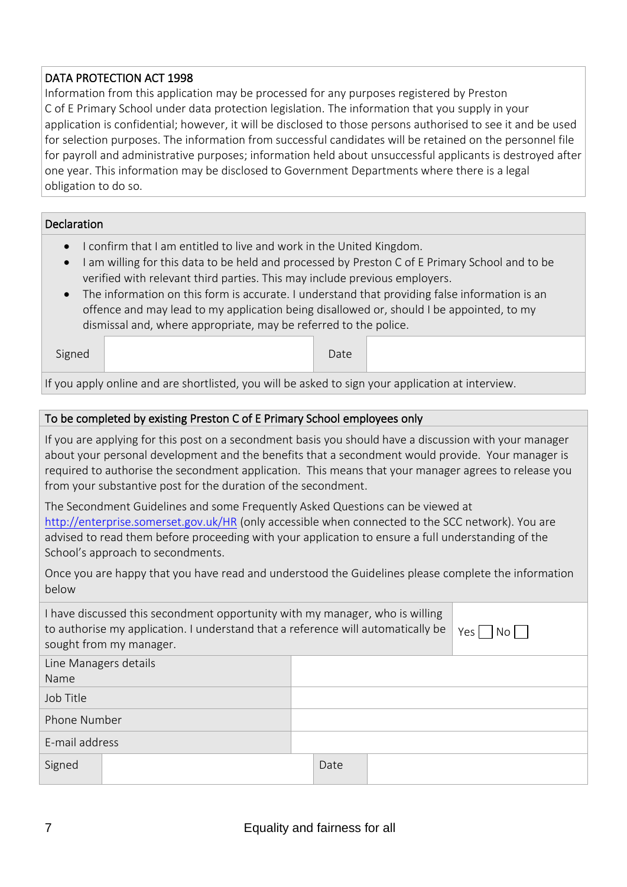## DATA PROTECTION ACT 1998

Information from this application may be processed for any purposes registered by Preston C of E Primary School under data protection legislation. The information that you supply in your application is confidential; however, it will be disclosed to those persons authorised to see it and be used for selection purposes. The information from successful candidates will be retained on the personnel file for payroll and administrative purposes; information held about unsuccessful applicants is destroyed after one year. This information may be disclosed to Government Departments where there is a legal obligation to do so.

## Declaration

- I confirm that I am entitled to live and work in the United Kingdom.
- I am willing for this data to be held and processed by Preston C of E Primary School and to be verified with relevant third parties. This may include previous employers.
- The information on this form is accurate. I understand that providing false information is an offence and may lead to my application being disallowed or, should I be appointed, to my dismissal and, where appropriate, may be referred to the police.

| Signed | | Date | |
|---|---|---|---|

If you apply online and are shortlisted, you will be asked to sign your application at interview.

## To be completed by existing Preston C of E Primary School employees only

If you are applying for this post on a secondment basis you should have a discussion with your manager about your personal development and the benefits that a secondment would provide. Your manager is required to authorise the secondment application. This means that your manager agrees to release you from your substantive post for the duration of the secondment.

The Secondment Guidelines and some Frequently Asked Questions can be viewed at http://enterprise.somerset.gov.uk/HR (only accessible when connected to the SCC network). You are advised to read them before proceeding with your application to ensure a full understanding of the School's approach to secondments.

Once you are happy that you have read and understood the Guidelines please complete the information below

| I have discussed this secondment opportunity with my manager, who is willing to authorise my application. I understand that a reference will automatically be sought from my manager. | Yes ☐ No ☐ |
|---|---|
| Line Managers details<br>Name | |
| Job Title | |
| Phone Number | |
| E-mail address | |

| Signed | | Date | |
|---|---|---|---|

Equality and fairness for all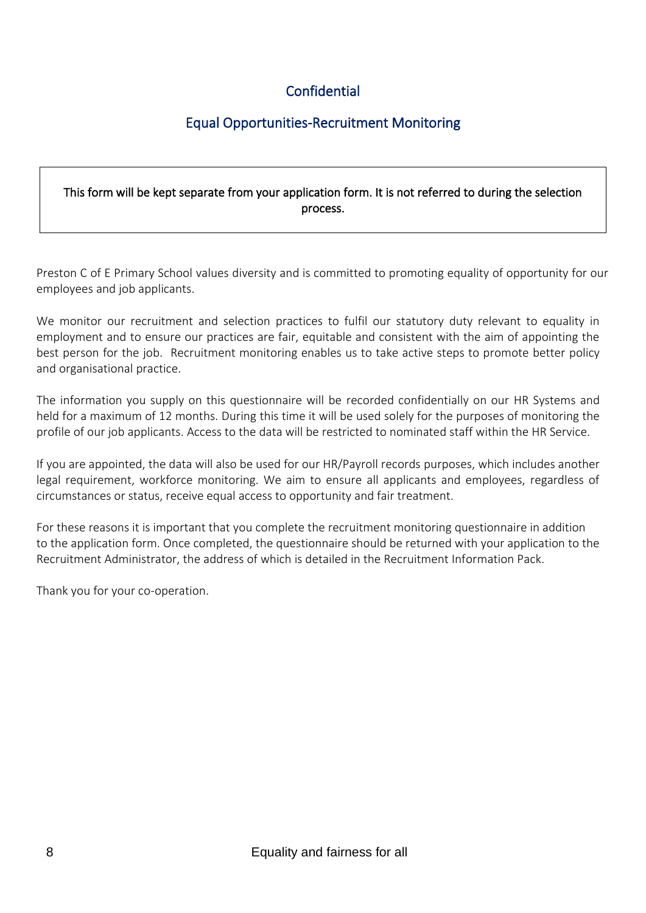## Confidential

## Equal Opportunities-Recruitment Monitoring

| This form will be kept separate from your application form. It is not referred to during the selection process. |
| --- |

Preston C of E Primary School values diversity and is committed to promoting equality of opportunity for our employees and job applicants.

We monitor our recruitment and selection practices to fulfil our statutory duty relevant to equality in employment and to ensure our practices are fair, equitable and consistent with the aim of appointing the best person for the job. Recruitment monitoring enables us to take active steps to promote better policy and organisational practice.

The information you supply on this questionnaire will be recorded confidentially on our HR Systems and held for a maximum of 12 months. During this time it will be used solely for the purposes of monitoring the profile of our job applicants. Access to the data will be restricted to nominated staff within the HR Service.

If you are appointed, the data will also be used for our HR/Payroll records purposes, which includes another legal requirement, workforce monitoring. We aim to ensure all applicants and employees, regardless of circumstances or status, receive equal access to opportunity and fair treatment.

For these reasons it is important that you complete the recruitment monitoring questionnaire in addition to the application form. Once completed, the questionnaire should be returned with your application to the Recruitment Administrator, the address of which is detailed in the Recruitment Information Pack.

Thank you for your co-operation.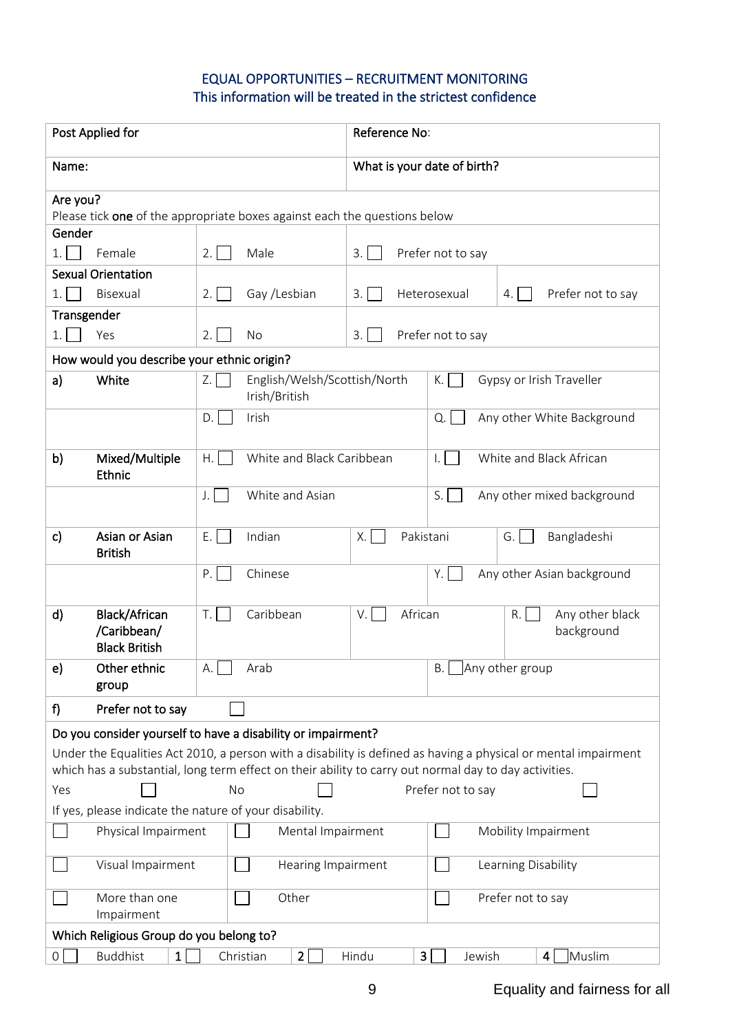## EQUAL OPPORTUNITIES – RECRUITMENT MONITORING
### This information will be treated in the strictest confidence

| Post Applied for | Reference No: |
|---|---|
| Name: | What is your date of birth? |

**Are you?**
Please tick **one** of the appropriate boxes against each the questions below

**Gender**

| 1. ☐ Female | 2. ☐ Male | 3. ☐ Prefer not to say | |
|---|---|---|---|

**Sexual Orientation**

| 1. ☐ Bisexual | 2. ☐ Gay /Lesbian | 3. ☐ Heterosexual | 4. ☐ Prefer not to say |
|---|---|---|---|

**Transgender**

| 1. ☐ Yes | 2. ☐ No | 3. ☐ Prefer not to say | |
|---|---|---|---|

**How would you describe your ethnic origin?**

| | | | | |
|---|---|---|---|---|
| a) | White | Z. ☐ English/Welsh/Scottish/North Irish/British | | K. ☐ Gypsy or Irish Traveller |
| | | D. ☐ Irish | | Q. ☐ Any other White Background |
| b) | Mixed/Multiple Ethnic | H. ☐ White and Black Caribbean | | I. ☐ White and Black African |
| | | J. ☐ White and Asian | | S. ☐ Any other mixed background |
| c) | Asian or Asian British | E. ☐ Indian | X. ☐ Pakistani | G. ☐ Bangladeshi |
| | | P. ☐ Chinese | | Y. ☐ Any other Asian background |
| d) | Black/African /Caribbean/ Black British | T. ☐ Caribbean | V. ☐ African | R. ☐ Any other black background |
| e) | Other ethnic group | A. ☐ Arab | | B. ☐ Any other group |
| f) | Prefer not to say | ☐ | | |

**Do you consider yourself to have a disability or impairment?**

Under the Equalities Act 2010, a person with a disability is defined as having a physical or mental impairment which has a substantial, long term effect on their ability to carry out normal day to day activities.

Yes ☐ No ☐ Prefer not to say ☐

If yes, please indicate the nature of your disability.

| | | |
|---|---|---|
| ☐ Physical Impairment | ☐ Mental Impairment | ☐ Mobility Impairment |
| ☐ Visual Impairment | ☐ Hearing Impairment | ☐ Learning Disability |
| ☐ More than one Impairment | ☐ Other | ☐ Prefer not to say |

**Which Religious Group do you belong to?**

| 0 ☐ Buddhist | 1 ☐ Christian | 2 ☐ Hindu | 3 ☐ Jewish | 4 ☐ Muslim |
|---|---|---|---|---|

Equality and fairness for all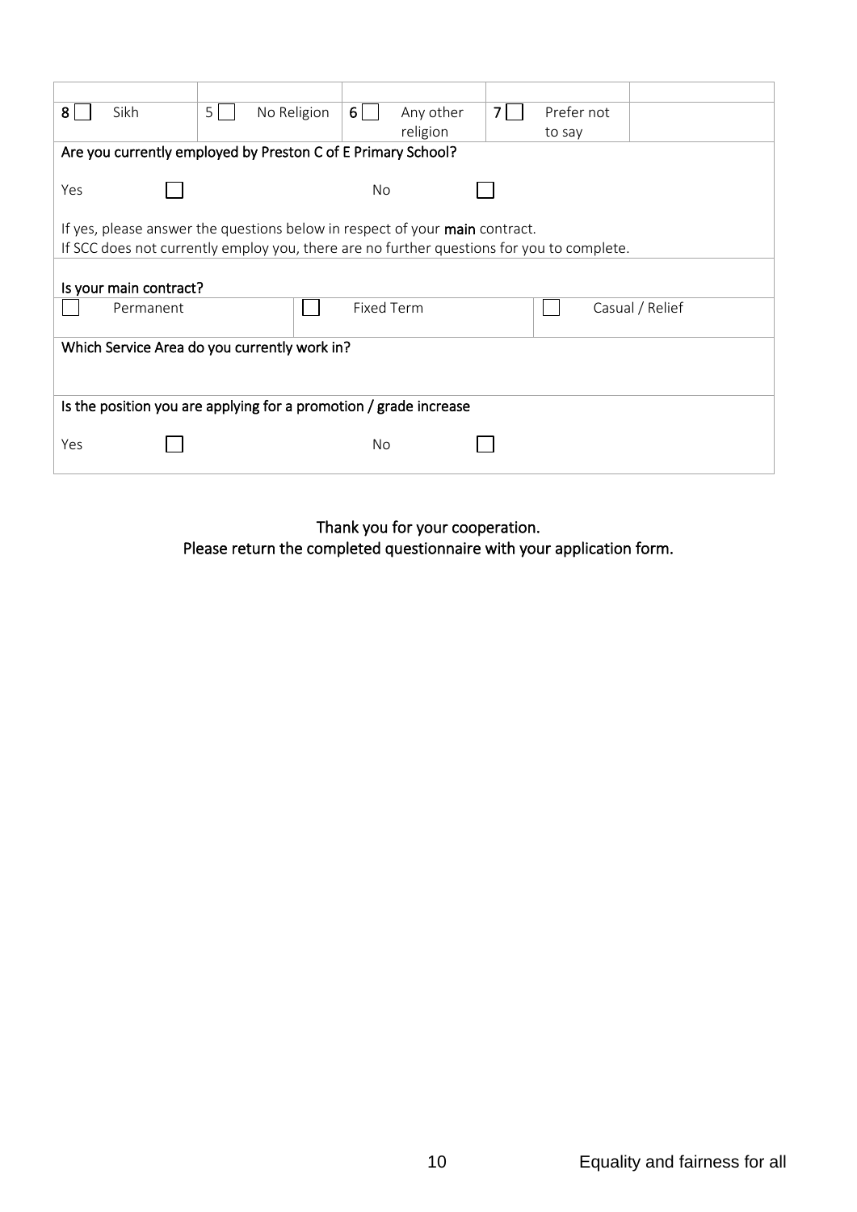| | | | | |
|---|---|---|---|---|
| 8 ☐ Sikh | 5 ☐ No Religion | 6 ☐ Any other religion | 7 ☐ Prefer not to say | |

**Are you currently employed by Preston C of E Primary School?**

Yes ☐ No ☐

If yes, please answer the questions below in respect of your **main** contract.
If SCC does not currently employ you, there are no further questions for you to complete.

**Is your main contract?**

| | | |
|---|---|---|
| ☐ Permanent | ☐ Fixed Term | ☐ Casual / Relief |

**Which Service Area do you currently work in?**

**Is the position you are applying for a promotion / grade increase**

Yes ☐ No ☐

**Thank you for your cooperation.**
**Please return the completed questionnaire with your application form.**

Equality and fairness for all